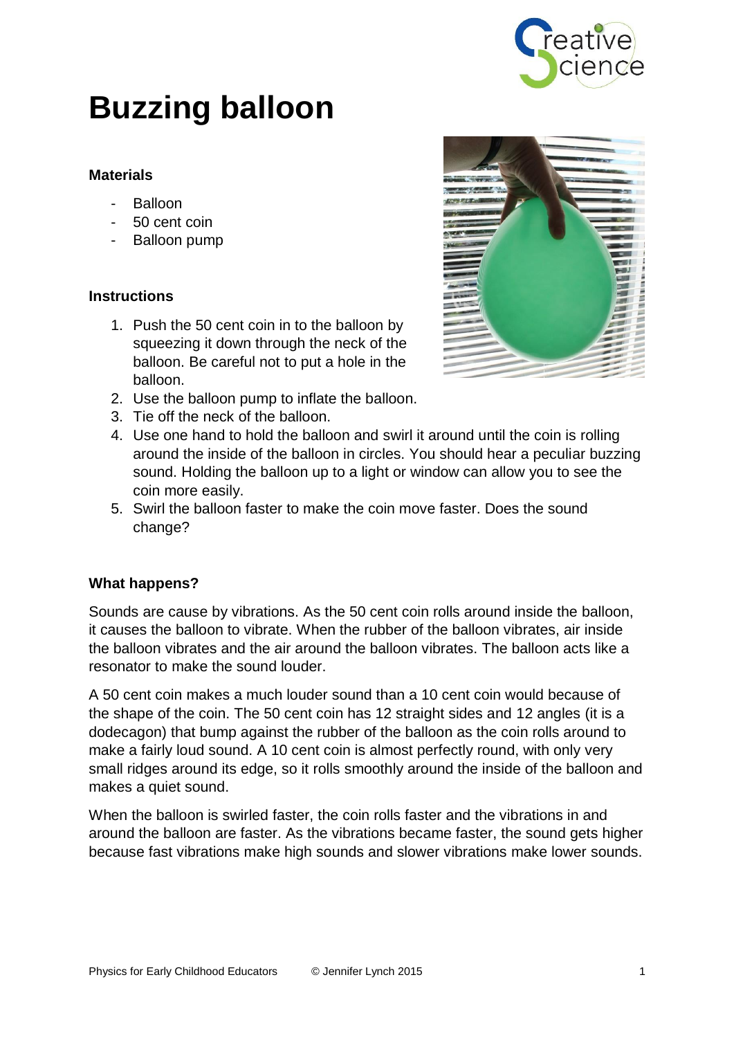# Buzzing balloon

### Materials

- Balloon
- 50 cent coin
- Balloon pump

### Instructions

1. Push the 50 cent coin in to the balloon by squeezing it down through the neck of the balloon. Be careful not to put a hole in the balloon.
2. Use the balloon pump to inflate the balloon.
3. Tie off the neck of the balloon.
4. Use one hand to hold the balloon and swirl it around until the coin is rolling around the inside of the balloon in circles. You should hear a peculiar buzzing sound. Holding the balloon up to a light or window can allow you to see the coin more easily.
5. Swirl the balloon faster to make the coin move faster. Does the sound change?

### What happens?

Sounds are cause by vibrations. As the 50 cent coin rolls around inside the balloon, it causes the balloon to vibrate. When the rubber of the balloon vibrates, air inside the balloon vibrates and the air around the balloon vibrates. The balloon acts like a resonator to make the sound louder.

A 50 cent coin makes a much louder sound than a 10 cent coin would because of the shape of the coin. The 50 cent coin has 12 straight sides and 12 angles (it is a dodecagon) that bump against the rubber of the balloon as the coin rolls around to make a fairly loud sound. A 10 cent coin is almost perfectly round, with only very small ridges around its edge, so it rolls smoothly around the inside of the balloon and makes a quiet sound.

When the balloon is swirled faster, the coin rolls faster and the vibrations in and around the balloon are faster. As the vibrations became faster, the sound gets higher because fast vibrations make high sounds and slower vibrations make lower sounds.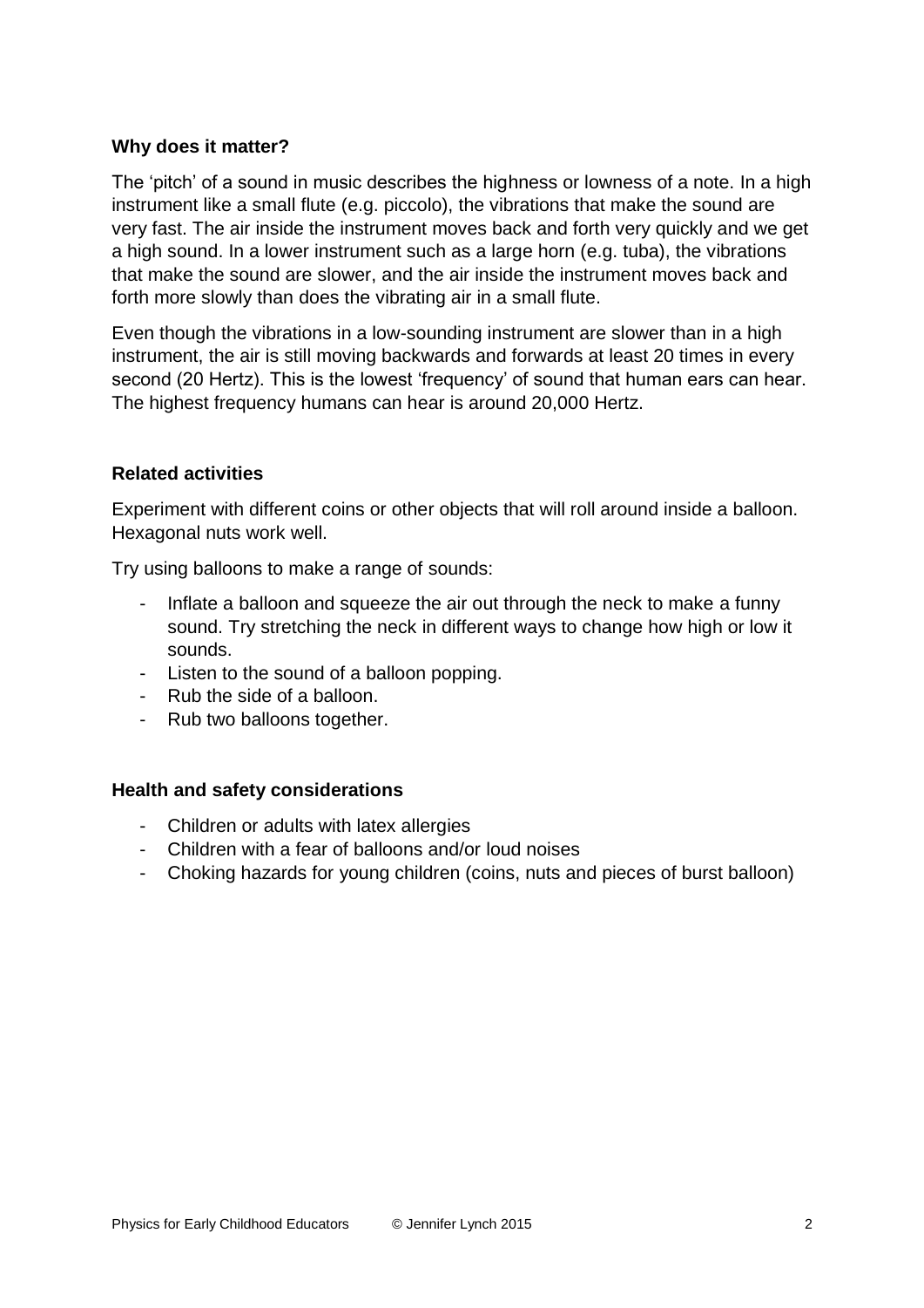**Why does it matter?**

The 'pitch' of a sound in music describes the highness or lowness of a note. In a high instrument like a small flute (e.g. piccolo), the vibrations that make the sound are very fast. The air inside the instrument moves back and forth very quickly and we get a high sound. In a lower instrument such as a large horn (e.g. tuba), the vibrations that make the sound are slower, and the air inside the instrument moves back and forth more slowly than does the vibrating air in a small flute.

Even though the vibrations in a low-sounding instrument are slower than in a high instrument, the air is still moving backwards and forwards at least 20 times in every second (20 Hertz). This is the lowest 'frequency' of sound that human ears can hear. The highest frequency humans can hear is around 20,000 Hertz.

**Related activities**

Experiment with different coins or other objects that will roll around inside a balloon. Hexagonal nuts work well.

Try using balloons to make a range of sounds:

- Inflate a balloon and squeeze the air out through the neck to make a funny sound. Try stretching the neck in different ways to change how high or low it sounds.
- Listen to the sound of a balloon popping.
- Rub the side of a balloon.
- Rub two balloons together.

**Health and safety considerations**

- Children or adults with latex allergies
- Children with a fear of balloons and/or loud noises
- Choking hazards for young children (coins, nuts and pieces of burst balloon)